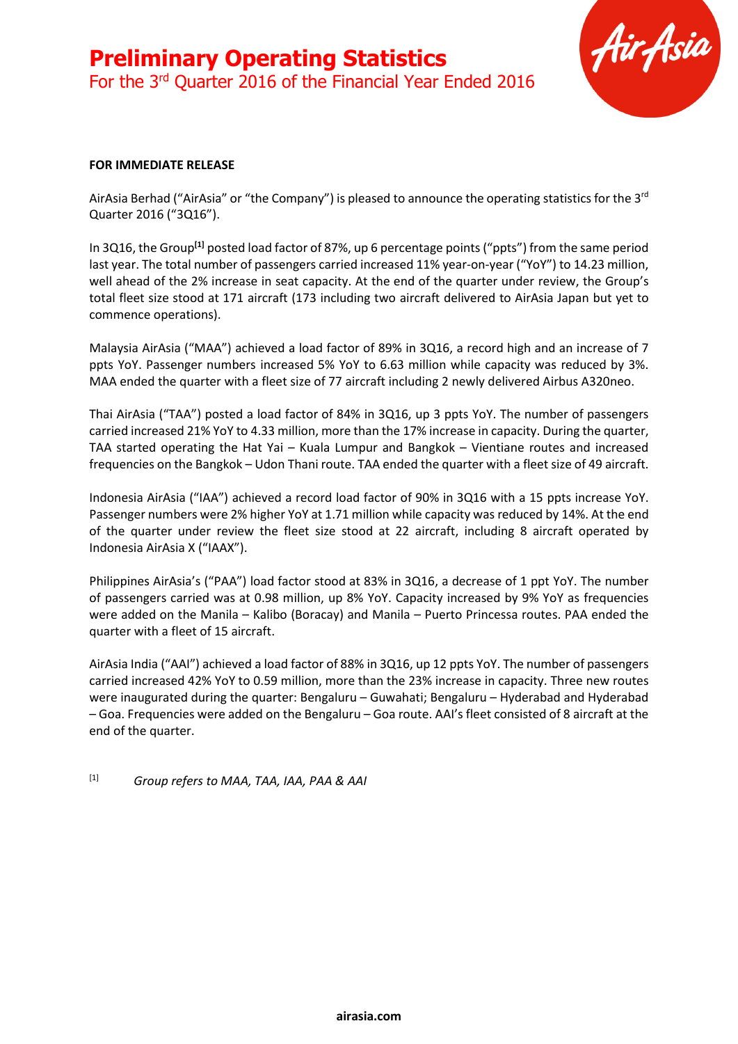# Preliminary Operating Statistics

For the 3rd Quarter 2016 of the Financial Year Ended 2016

**FOR IMMEDIATE RELEASE**

AirAsia Berhad ("AirAsia" or "the Company") is pleased to announce the operating statistics for the 3rd Quarter 2016 ("3Q16").

In 3Q16, the Group[1] posted load factor of 87%, up 6 percentage points ("ppts") from the same period last year. The total number of passengers carried increased 11% year-on-year ("YoY") to 14.23 million, well ahead of the 2% increase in seat capacity. At the end of the quarter under review, the Group's total fleet size stood at 171 aircraft (173 including two aircraft delivered to AirAsia Japan but yet to commence operations).

Malaysia AirAsia ("MAA") achieved a load factor of 89% in 3Q16, a record high and an increase of 7 ppts YoY. Passenger numbers increased 5% YoY to 6.63 million while capacity was reduced by 3%. MAA ended the quarter with a fleet size of 77 aircraft including 2 newly delivered Airbus A320neo.

Thai AirAsia ("TAA") posted a load factor of 84% in 3Q16, up 3 ppts YoY. The number of passengers carried increased 21% YoY to 4.33 million, more than the 17% increase in capacity. During the quarter, TAA started operating the Hat Yai – Kuala Lumpur and Bangkok – Vientiane routes and increased frequencies on the Bangkok – Udon Thani route. TAA ended the quarter with a fleet size of 49 aircraft.

Indonesia AirAsia ("IAA") achieved a record load factor of 90% in 3Q16 with a 15 ppts increase YoY. Passenger numbers were 2% higher YoY at 1.71 million while capacity was reduced by 14%. At the end of the quarter under review the fleet size stood at 22 aircraft, including 8 aircraft operated by Indonesia AirAsia X ("IAAX").

Philippines AirAsia's ("PAA") load factor stood at 83% in 3Q16, a decrease of 1 ppt YoY. The number of passengers carried was at 0.98 million, up 8% YoY. Capacity increased by 9% YoY as frequencies were added on the Manila – Kalibo (Boracay) and Manila – Puerto Princessa routes. PAA ended the quarter with a fleet of 15 aircraft.

AirAsia India ("AAI") achieved a load factor of 88% in 3Q16, up 12 ppts YoY. The number of passengers carried increased 42% YoY to 0.59 million, more than the 23% increase in capacity. Three new routes were inaugurated during the quarter: Bengaluru – Guwahati; Bengaluru – Hyderabad and Hyderabad – Goa. Frequencies were added on the Bengaluru – Goa route. AAI's fleet consisted of 8 aircraft at the end of the quarter.

[1] *Group refers to MAA, TAA, IAA, PAA & AAI*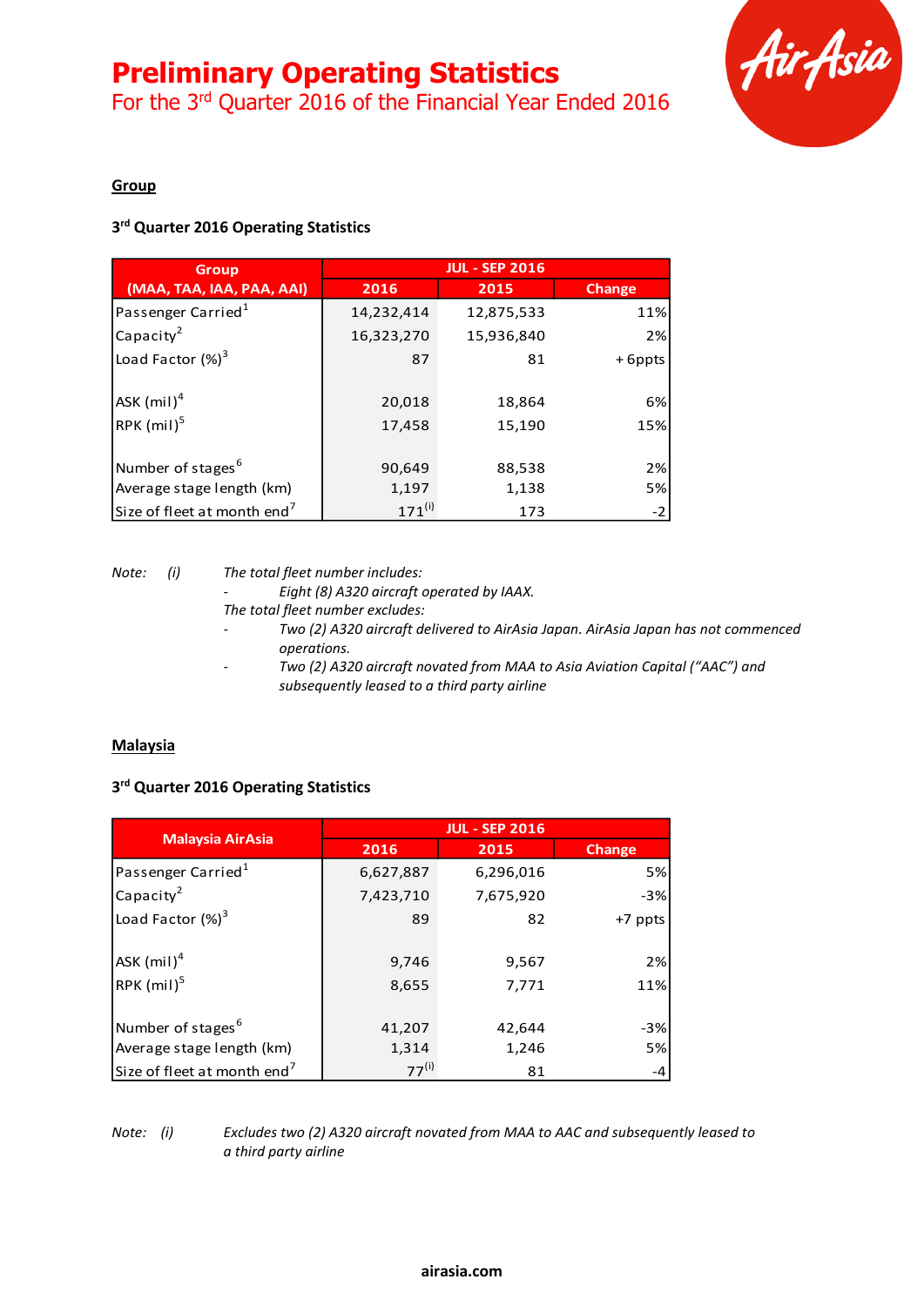# Preliminary Operating Statistics

## For the 3rd Quarter 2016 of the Financial Year Ended 2016

**Group**

**3rd Quarter 2016 Operating Statistics**

| Group (MAA, TAA, IAA, PAA, AAI) | JUL - SEP 2016 | | |
|---|---|---|---|
| | 2016 | 2015 | Change |
| Passenger Carried[1] | 14,232,414 | 12,875,533 | 11% |
| Capacity[2] | 16,323,270 | 15,936,840 | 2% |
| Load Factor (%)[3] | 87 | 81 | + 6ppts |
| ASK (mil)[4] | 20,018 | 18,864 | 6% |
| RPK (mil)[5] | 17,458 | 15,190 | 15% |
| Number of stages[6] | 90,649 | 88,538 | 2% |
| Average stage length (km) | 1,197 | 1,138 | 5% |
| Size of fleet at month end[7] | 171[(i)] | 173 | -2 |

*Note: (i) The total fleet number includes:*

- *Eight (8) A320 aircraft operated by IAAX.*

*The total fleet number excludes:*

- *Two (2) A320 aircraft delivered to AirAsia Japan. AirAsia Japan has not commenced operations.*
- *Two (2) A320 aircraft novated from MAA to Asia Aviation Capital ("AAC") and subsequently leased to a third party airline*

**Malaysia**

**3rd Quarter 2016 Operating Statistics**

| Malaysia AirAsia | JUL - SEP 2016 | | |
|---|---|---|---|
| | 2016 | 2015 | Change |
| Passenger Carried[1] | 6,627,887 | 6,296,016 | 5% |
| Capacity[2] | 7,423,710 | 7,675,920 | -3% |
| Load Factor (%)[3] | 89 | 82 | +7 ppts |
| ASK (mil)[4] | 9,746 | 9,567 | 2% |
| RPK (mil)[5] | 8,655 | 7,771 | 11% |
| Number of stages[6] | 41,207 | 42,644 | -3% |
| Average stage length (km) | 1,314 | 1,246 | 5% |
| Size of fleet at month end[7] | 77[(i)] | 81 | -4 |

*Note: (i) Excludes two (2) A320 aircraft novated from MAA to AAC and subsequently leased to a third party airline*

airasia.com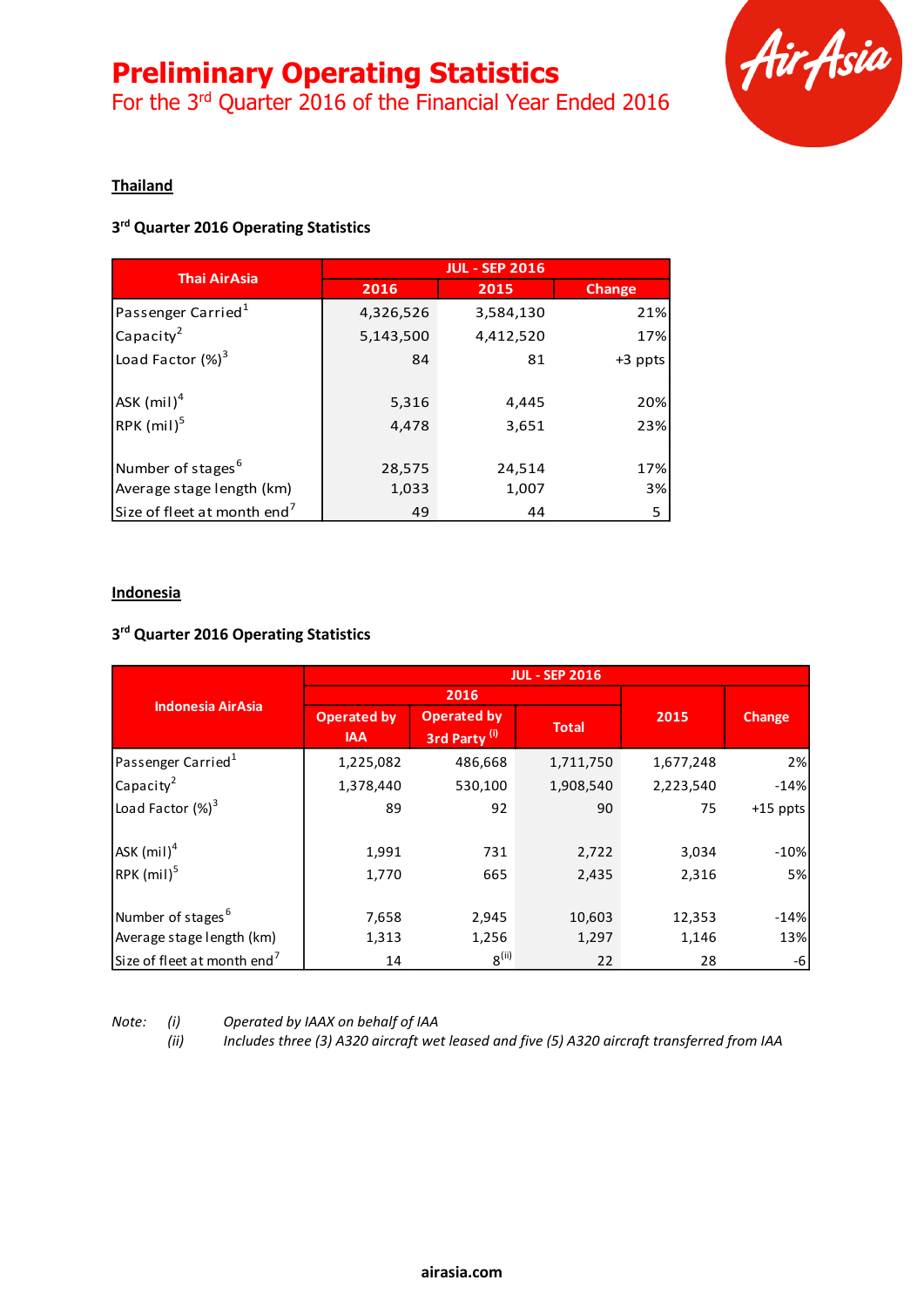# Preliminary Operating Statistics

For the 3rd Quarter 2016 of the Financial Year Ended 2016

## Thailand

### 3rd Quarter 2016 Operating Statistics

| Thai AirAsia | JUL - SEP 2016 | | |
|---|---|---|---|
| | 2016 | 2015 | Change |
| Passenger Carried[1] | 4,326,526 | 3,584,130 | 21% |
| Capacity[2] | 5,143,500 | 4,412,520 | 17% |
| Load Factor (%)[3] | 84 | 81 | +3 ppts |
| ASK (mil)[4] | 5,316 | 4,445 | 20% |
| RPK (mil)[5] | 4,478 | 3,651 | 23% |
| Number of stages[6] | 28,575 | 24,514 | 17% |
| Average stage length (km) | 1,033 | 1,007 | 3% |
| Size of fleet at month end[7] | 49 | 44 | 5 |

## Indonesia

### 3rd Quarter 2016 Operating Statistics

| Indonesia AirAsia | JUL - SEP 2016 | | | | |
|---|---|---|---|---|---|
| | 2016 | | | 2015 | Change |
| | Operated by IAA | Operated by 3rd Party [(i)] | Total | | |
| Passenger Carried[1] | 1,225,082 | 486,668 | 1,711,750 | 1,677,248 | 2% |
| Capacity[2] | 1,378,440 | 530,100 | 1,908,540 | 2,223,540 | -14% |
| Load Factor (%)[3] | 89 | 92 | 90 | 75 | +15 ppts |
| ASK (mil)[4] | 1,991 | 731 | 2,722 | 3,034 | -10% |
| RPK (mil)[5] | 1,770 | 665 | 2,435 | 2,316 | 5% |
| Number of stages[6] | 7,658 | 2,945 | 10,603 | 12,353 | -14% |
| Average stage length (km) | 1,313 | 1,256 | 1,297 | 1,146 | 13% |
| Size of fleet at month end[7] | 14 | 8[(ii)] | 22 | 28 | -6 |

*Note: (i) Operated by IAAX on behalf of IAA*

*(ii) Includes three (3) A320 aircraft wet leased and five (5) A320 aircraft transferred from IAA*

airasia.com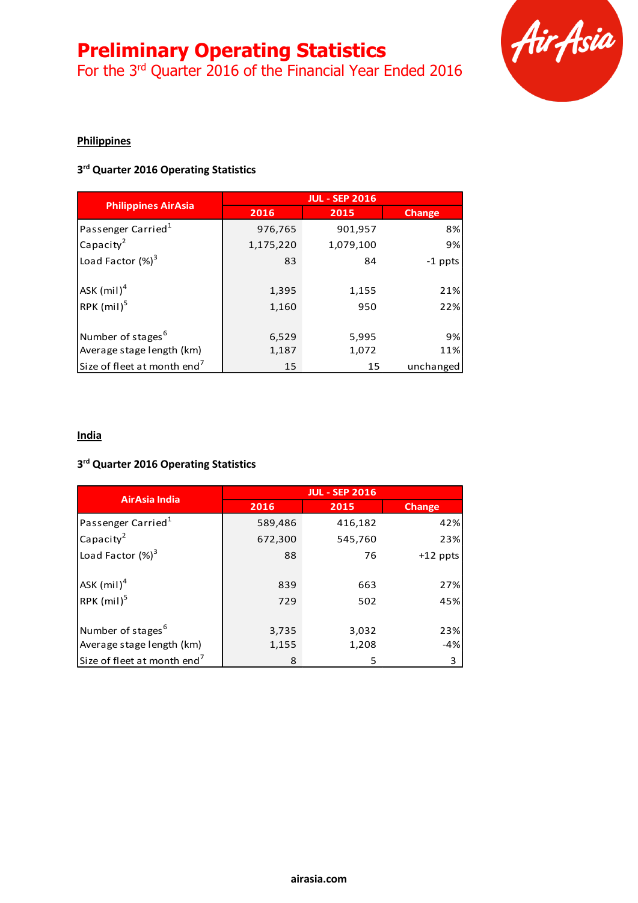# Preliminary Operating Statistics

For the 3rd Quarter 2016 of the Financial Year Ended 2016

## Philippines

### 3rd Quarter 2016 Operating Statistics

| Philippines AirAsia | JUL - SEP 2016 | | |
|---|---|---|---|
| | 2016 | 2015 | Change |
| Passenger Carried[1] | 976,765 | 901,957 | 8% |
| Capacity[2] | 1,175,220 | 1,079,100 | 9% |
| Load Factor (%)[3] | 83 | 84 | -1 ppts |
| ASK (mil)[4] | 1,395 | 1,155 | 21% |
| RPK (mil)[5] | 1,160 | 950 | 22% |
| Number of stages[6] | 6,529 | 5,995 | 9% |
| Average stage length (km) | 1,187 | 1,072 | 11% |
| Size of fleet at month end[7] | 15 | 15 | unchanged |

## India

### 3rd Quarter 2016 Operating Statistics

| AirAsia India | JUL - SEP 2016 | | |
|---|---|---|---|
| | 2016 | 2015 | Change |
| Passenger Carried[1] | 589,486 | 416,182 | 42% |
| Capacity[2] | 672,300 | 545,760 | 23% |
| Load Factor (%)[3] | 88 | 76 | +12 ppts |
| ASK (mil)[4] | 839 | 663 | 27% |
| RPK (mil)[5] | 729 | 502 | 45% |
| Number of stages[6] | 3,735 | 3,032 | 23% |
| Average stage length (km) | 1,155 | 1,208 | -4% |
| Size of fleet at month end[7] | 8 | 5 | 3 |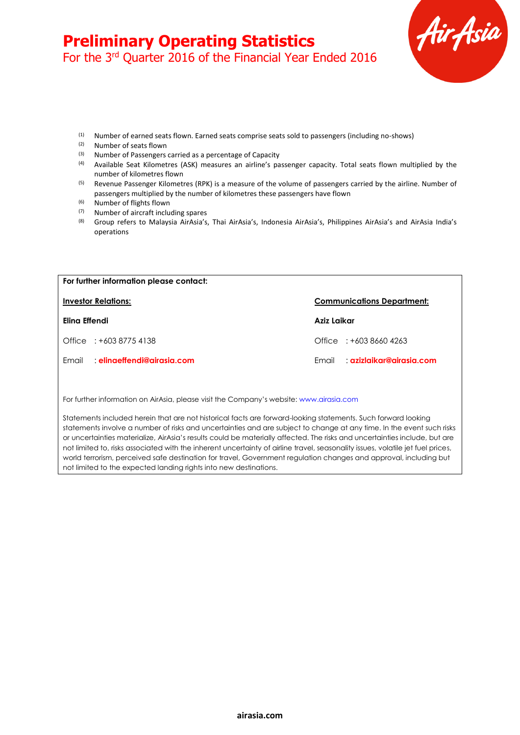# Preliminary Operating Statistics

For the 3rd Quarter 2016 of the Financial Year Ended 2016

[1] Number of earned seats flown. Earned seats comprise seats sold to passengers (including no-shows)
[2] Number of seats flown
[3] Number of Passengers carried as a percentage of Capacity
[4] Available Seat Kilometres (ASK) measures an airline's passenger capacity. Total seats flown multiplied by the number of kilometres flown
[5] Revenue Passenger Kilometres (RPK) is a measure of the volume of passengers carried by the airline. Number of passengers multiplied by the number of kilometres these passengers have flown
[6] Number of flights flown
[7] Number of aircraft including spares
[8] Group refers to Malaysia AirAsia's, Thai AirAsia's, Indonesia AirAsia's, Philippines AirAsia's and AirAsia India's operations

**For further information please contact:**

**Investor Relations:**

**Elina Effendi**

Office : +603 8775 4138

Email : **elinaeffendi@airasia.com**

**Communications Department:**

**Aziz Laikar**

Office : +603 8660 4263

Email : **azizlaikar@airasia.com**

For further information on AirAsia, please visit the Company's website: www.airasia.com

Statements included herein that are not historical facts are forward-looking statements. Such forward looking statements involve a number of risks and uncertainties and are subject to change at any time. In the event such risks or uncertainties materialize, AirAsia's results could be materially affected. The risks and uncertainties include, but are not limited to, risks associated with the inherent uncertainty of airline travel, seasonality issues, volatile jet fuel prices, world terrorism, perceived safe destination for travel, Government regulation changes and approval, including but not limited to the expected landing rights into new destinations.